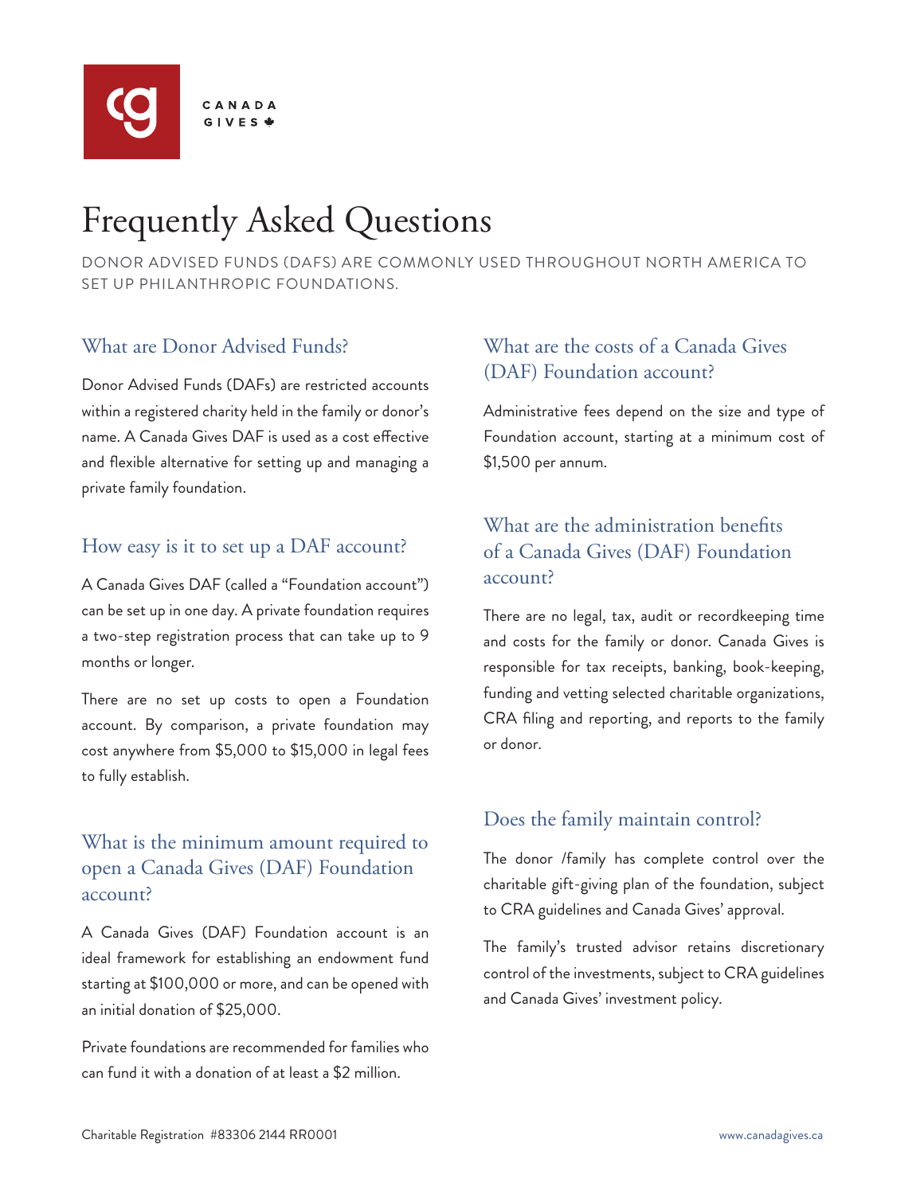# Frequently Asked Questions

DONOR ADVISED FUNDS (DAFS) ARE COMMONLY USED THROUGHOUT NORTH AMERICA TO SET UP PHILANTHROPIC FOUNDATIONS.

## What are Donor Advised Funds?

Donor Advised Funds (DAFs) are restricted accounts within a registered charity held in the family or donor's name. A Canada Gives DAF is used as a cost effective and flexible alternative for setting up and managing a private family foundation.

## How easy is it to set up a DAF account?

A Canada Gives DAF (called a "Foundation account") can be set up in one day. A private foundation requires a two-step registration process that can take up to 9 months or longer.

There are no set up costs to open a Foundation account. By comparison, a private foundation may cost anywhere from $5,000 to $15,000 in legal fees to fully establish.

## What is the minimum amount required to open a Canada Gives (DAF) Foundation account?

A Canada Gives (DAF) Foundation account is an ideal framework for establishing an endowment fund starting at $100,000 or more, and can be opened with an initial donation of $25,000.

Private foundations are recommended for families who can fund it with a donation of at least a $2 million.

## What are the costs of a Canada Gives (DAF) Foundation account?

Administrative fees depend on the size and type of Foundation account, starting at a minimum cost of $1,500 per annum.

## What are the administration benefits of a Canada Gives (DAF) Foundation account?

There are no legal, tax, audit or recordkeeping time and costs for the family or donor. Canada Gives is responsible for tax receipts, banking, book-keeping, funding and vetting selected charitable organizations, CRA filing and reporting, and reports to the family or donor.

## Does the family maintain control?

The donor /family has complete control over the charitable gift-giving plan of the foundation, subject to CRA guidelines and Canada Gives' approval.

The family's trusted advisor retains discretionary control of the investments, subject to CRA guidelines and Canada Gives' investment policy.

Charitable Registration #83306 2144 RR0001

www.canadagives.ca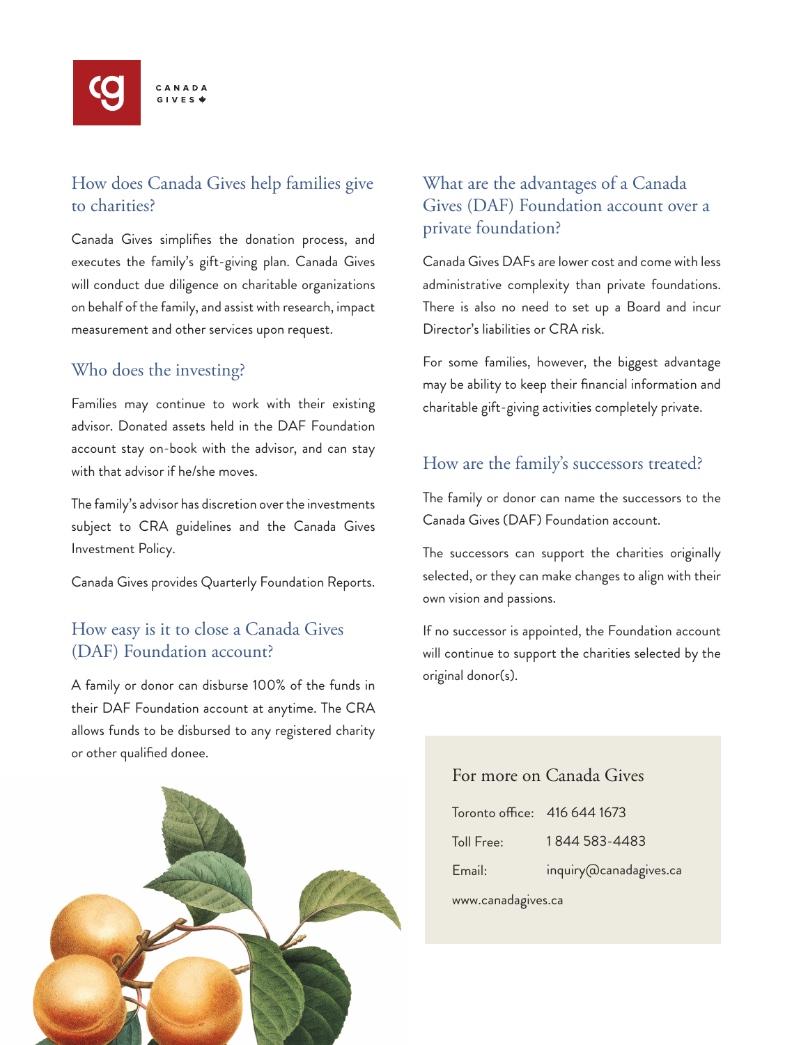CANADA GIVES

## How does Canada Gives help families give to charities?

Canada Gives simplifies the donation process, and executes the family's gift-giving plan. Canada Gives will conduct due diligence on charitable organizations on behalf of the family, and assist with research, impact measurement and other services upon request.

## Who does the investing?

Families may continue to work with their existing advisor. Donated assets held in the DAF Foundation account stay on-book with the advisor, and can stay with that advisor if he/she moves.

The family's advisor has discretion over the investments subject to CRA guidelines and the Canada Gives Investment Policy.

Canada Gives provides Quarterly Foundation Reports.

## How easy is it to close a Canada Gives (DAF) Foundation account?

A family or donor can disburse 100% of the funds in their DAF Foundation account at anytime. The CRA allows funds to be disbursed to any registered charity or other qualified donee.

## What are the advantages of a Canada Gives (DAF) Foundation account over a private foundation?

Canada Gives DAFs are lower cost and come with less administrative complexity than private foundations. There is also no need to set up a Board and incur Director's liabilities or CRA risk.

For some families, however, the biggest advantage may be ability to keep their financial information and charitable gift-giving activities completely private.

## How are the family's successors treated?

The family or donor can name the successors to the Canada Gives (DAF) Foundation account.

The successors can support the charities originally selected, or they can make changes to align with their own vision and passions.

If no successor is appointed, the Foundation account will continue to support the charities selected by the original donor(s).

### For more on Canada Gives

Toronto office: 416 644 1673

Toll Free: 1 844 583-4483

Email: inquiry@canadagives.ca

www.canadagives.ca